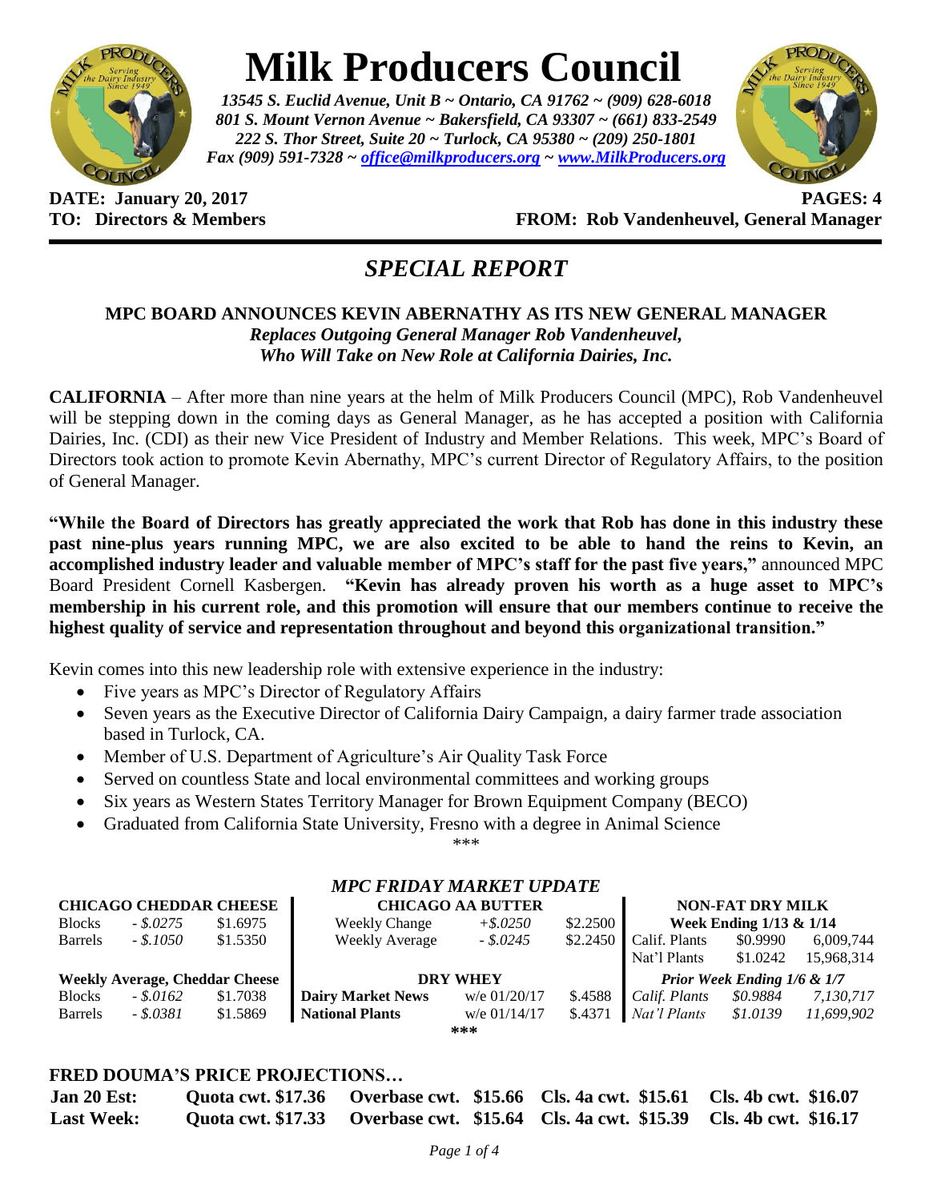# Milk Producers Council

*13545 S. Euclid Avenue, Unit B ~ Ontario, CA 91762 ~ (909) 628-6018*
*801 S. Mount Vernon Avenue ~ Bakersfield, CA 93307 ~ (661) 833-2549*
*222 S. Thor Street, Suite 20 ~ Turlock, CA 95380 ~ (209) 250-1801*
*Fax (909) 591-7328 ~ office@milkproducers.org ~ www.MilkProducers.org*

**DATE: January 20, 2017** **PAGES: 4**
**TO: Directors & Members** **FROM: Rob Vandenheuvel, General Manager**

## *SPECIAL REPORT*

**MPC BOARD ANNOUNCES KEVIN ABERNATHY AS ITS NEW GENERAL MANAGER**
***Replaces Outgoing General Manager Rob Vandenheuvel, Who Will Take on New Role at California Dairies, Inc.***

**CALIFORNIA** – After more than nine years at the helm of Milk Producers Council (MPC), Rob Vandenheuvel will be stepping down in the coming days as General Manager, as he has accepted a position with California Dairies, Inc. (CDI) as their new Vice President of Industry and Member Relations. This week, MPC's Board of Directors took action to promote Kevin Abernathy, MPC's current Director of Regulatory Affairs, to the position of General Manager.

**"While the Board of Directors has greatly appreciated the work that Rob has done in this industry these past nine-plus years running MPC, we are also excited to be able to hand the reins to Kevin, an accomplished industry leader and valuable member of MPC's staff for the past five years,"** announced MPC Board President Cornell Kasbergen. **"Kevin has already proven his worth as a huge asset to MPC's membership in his current role, and this promotion will ensure that our members continue to receive the highest quality of service and representation throughout and beyond this organizational transition."**

Kevin comes into this new leadership role with extensive experience in the industry:

- Five years as MPC's Director of Regulatory Affairs
- Seven years as the Executive Director of California Dairy Campaign, a dairy farmer trade association based in Turlock, CA.
- Member of U.S. Department of Agriculture's Air Quality Task Force
- Served on countless State and local environmental committees and working groups
- Six years as Western States Territory Manager for Brown Equipment Company (BECO)
- Graduated from California State University, Fresno with a degree in Animal Science

\*\*\*

### *MPC FRIDAY MARKET UPDATE*

| CHICAGO CHEDDAR CHEESE | | |
|---|---|---|
| Blocks | *- $.0275* | $1.6975 |
| Barrels | *- $.1050* | $1.5350 |
| **Weekly Average, Cheddar Cheese** | | |
| Blocks | *- $.0162* | $1.7038 |
| Barrels | *- $.0381* | $1.5869 |

| CHICAGO AA BUTTER | | |
|---|---|---|
| Weekly Change | *+$.0250* | $2.2500 |
| Weekly Average | *- $.0245* | $2.2450 |
| **DRY WHEY** | | |
| **Dairy Market News** | w/e 01/20/17 | $.4588 |
| **National Plants** | w/e 01/14/17 | $.4371 |

| NON-FAT DRY MILK | | |
|---|---|---|
| **Week Ending 1/13 & 1/14** | | |
| Calif. Plants | $0.9990 | 6,009,744 |
| Nat'l Plants | $1.0242 | 15,968,314 |
| ***Prior Week Ending 1/6 & 1/7*** | | |
| *Calif. Plants* | *$0.9884* | *7,130,717* |
| *Nat'l Plants* | *$1.0139* | *11,699,902* |

\*\*\*

**FRED DOUMA'S PRICE PROJECTIONS…**

| | | | | |
|---|---|---|---|---|
| **Jan 20 Est:** | **Quota cwt. $17.36** | **Overbase cwt. $15.66** | **Cls. 4a cwt. $15.61** | **Cls. 4b cwt. $16.07** |
| **Last Week:** | **Quota cwt. $17.33** | **Overbase cwt. $15.64** | **Cls. 4a cwt. $15.39** | **Cls. 4b cwt. $16.17** |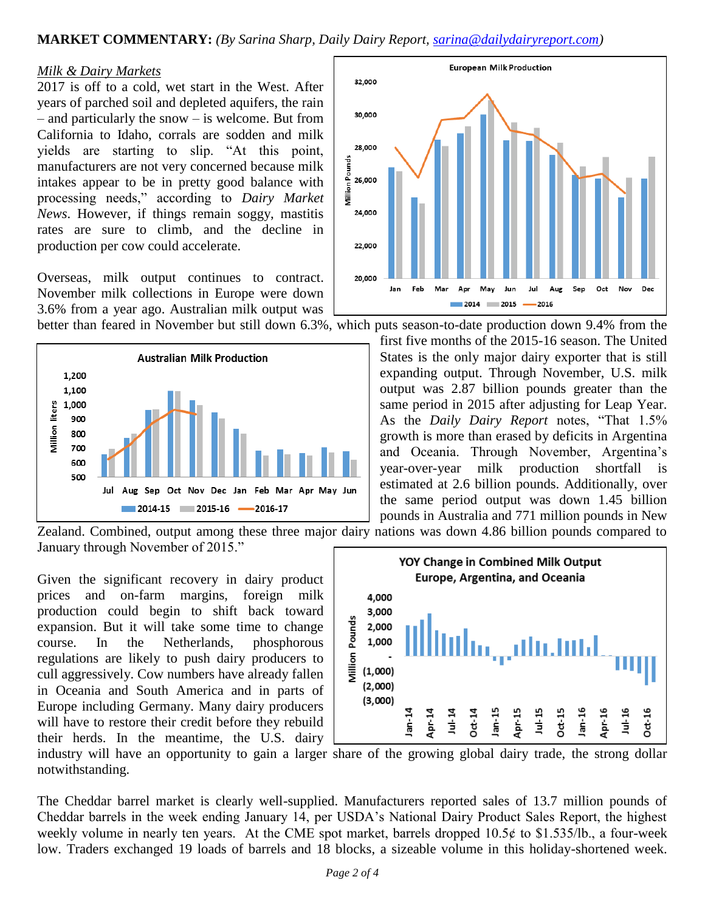**MARKET COMMENTARY:** *(By Sarina Sharp, Daily Dairy Report, sarina@dailydairyreport.com)*

*Milk & Dairy Markets*

2017 is off to a cold, wet start in the West. After years of parched soil and depleted aquifers, the rain – and particularly the snow – is welcome. But from California to Idaho, corrals are sodden and milk yields are starting to slip. "At this point, manufacturers are not very concerned because milk intakes appear to be in pretty good balance with processing needs," according to *Dairy Market News*. However, if things remain soggy, mastitis rates are sure to climb, and the decline in production per cow could accelerate.

Overseas, milk output continues to contract. November milk collections in Europe were down 3.6% from a year ago. Australian milk output was better than feared in November but still down 6.3%, which puts season-to-date production down 9.4% from the first five months of the 2015-16 season. The United States is the only major dairy exporter that is still expanding output. Through November, U.S. milk output was 2.87 billion pounds greater than the same period in 2015 after adjusting for Leap Year. As the *Daily Dairy Report* notes, "That 1.5% growth is more than erased by deficits in Argentina and Oceania. Through November, Argentina's year-over-year milk production shortfall is estimated at 2.6 billion pounds. Additionally, over the same period output was down 1.45 billion pounds in Australia and 771 million pounds in New Zealand. Combined, output among these three major dairy nations was down 4.86 billion pounds compared to January through November of 2015."

Given the significant recovery in dairy product prices and on-farm margins, foreign milk production could begin to shift back toward expansion. But it will take some time to change course. In the Netherlands, phosphorous regulations are likely to push dairy producers to cull aggressively. Cow numbers have already fallen in Oceania and South America and in parts of Europe including Germany. Many dairy producers will have to restore their credit before they rebuild their herds. In the meantime, the U.S. dairy industry will have an opportunity to gain a larger share of the growing global dairy trade, the strong dollar notwithstanding.

The Cheddar barrel market is clearly well-supplied. Manufacturers reported sales of 13.7 million pounds of Cheddar barrels in the week ending January 14, per USDA's National Dairy Product Sales Report, the highest weekly volume in nearly ten years. At the CME spot market, barrels dropped 10.5¢ to \$1.535/lb., a four-week low. Traders exchanged 19 loads of barrels and 18 blocks, a sizeable volume in this holiday-shortened week.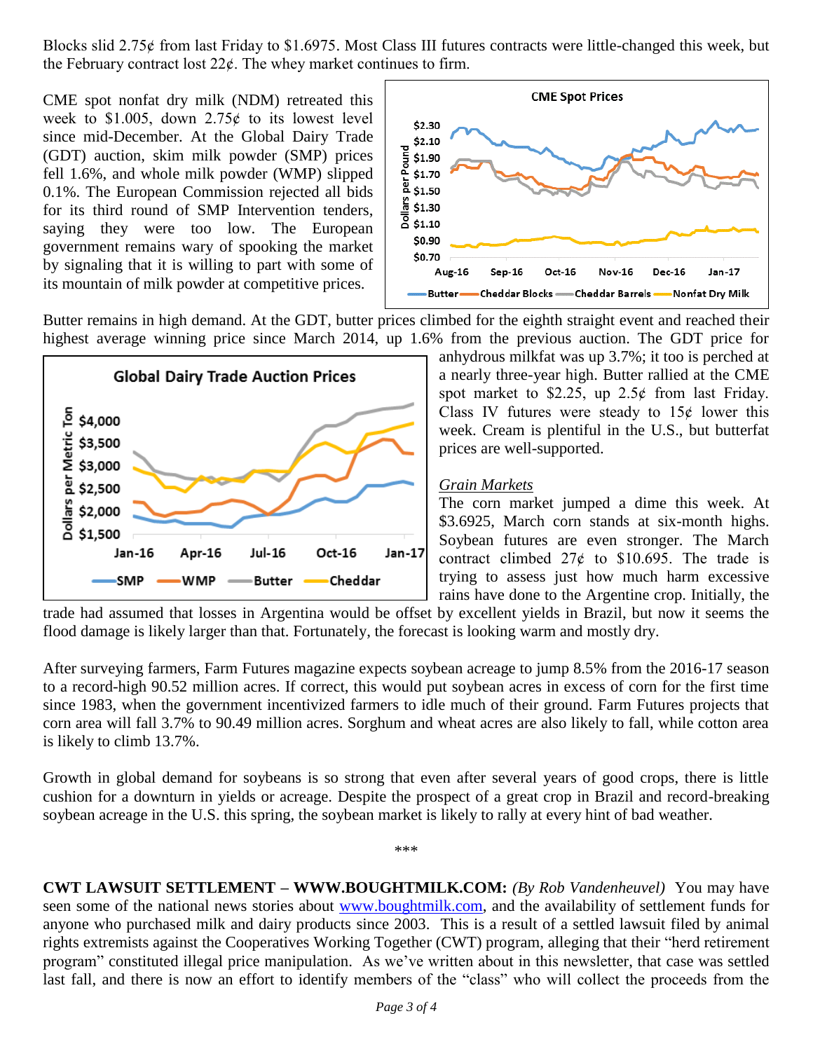Blocks slid 2.75¢ from last Friday to $1.6975. Most Class III futures contracts were little-changed this week, but the February contract lost 22¢. The whey market continues to firm.

CME spot nonfat dry milk (NDM) retreated this week to $1.005, down 2.75¢ to its lowest level since mid-December. At the Global Dairy Trade (GDT) auction, skim milk powder (SMP) prices fell 1.6%, and whole milk powder (WMP) slipped 0.1%. The European Commission rejected all bids for its third round of SMP Intervention tenders, saying they were too low. The European government remains wary of spooking the market by signaling that it is willing to part with some of its mountain of milk powder at competitive prices.

Butter remains in high demand. At the GDT, butter prices climbed for the eighth straight event and reached their highest average winning price since March 2014, up 1.6% from the previous auction. The GDT price for anhydrous milkfat was up 3.7%; it too is perched at a nearly three-year high. Butter rallied at the CME spot market to $2.25, up 2.5¢ from last Friday. Class IV futures were steady to 15¢ lower this week. Cream is plentiful in the U.S., but butterfat prices are well-supported.

*Grain Markets*

The corn market jumped a dime this week. At $3.6925, March corn stands at six-month highs. Soybean futures are even stronger. The March contract climbed 27¢ to $10.695. The trade is trying to assess just how much harm excessive rains have done to the Argentine crop. Initially, the trade had assumed that losses in Argentina would be offset by excellent yields in Brazil, but now it seems the flood damage is likely larger than that. Fortunately, the forecast is looking warm and mostly dry.

After surveying farmers, Farm Futures magazine expects soybean acreage to jump 8.5% from the 2016-17 season to a record-high 90.52 million acres. If correct, this would put soybean acres in excess of corn for the first time since 1983, when the government incentivized farmers to idle much of their ground. Farm Futures projects that corn area will fall 3.7% to 90.49 million acres. Sorghum and wheat acres are also likely to fall, while cotton area is likely to climb 13.7%.

Growth in global demand for soybeans is so strong that even after several years of good crops, there is little cushion for a downturn in yields or acreage. Despite the prospect of a great crop in Brazil and record-breaking soybean acreage in the U.S. this spring, the soybean market is likely to rally at every hint of bad weather.

\*\*\*

**CWT LAWSUIT SETTLEMENT – WWW.BOUGHTMILK.COM:** *(By Rob Vandenheuvel)* You may have seen some of the national news stories about www.boughtmilk.com, and the availability of settlement funds for anyone who purchased milk and dairy products since 2003. This is a result of a settled lawsuit filed by animal rights extremists against the Cooperatives Working Together (CWT) program, alleging that their "herd retirement program" constituted illegal price manipulation. As we've written about in this newsletter, that case was settled last fall, and there is now an effort to identify members of the "class" who will collect the proceeds from the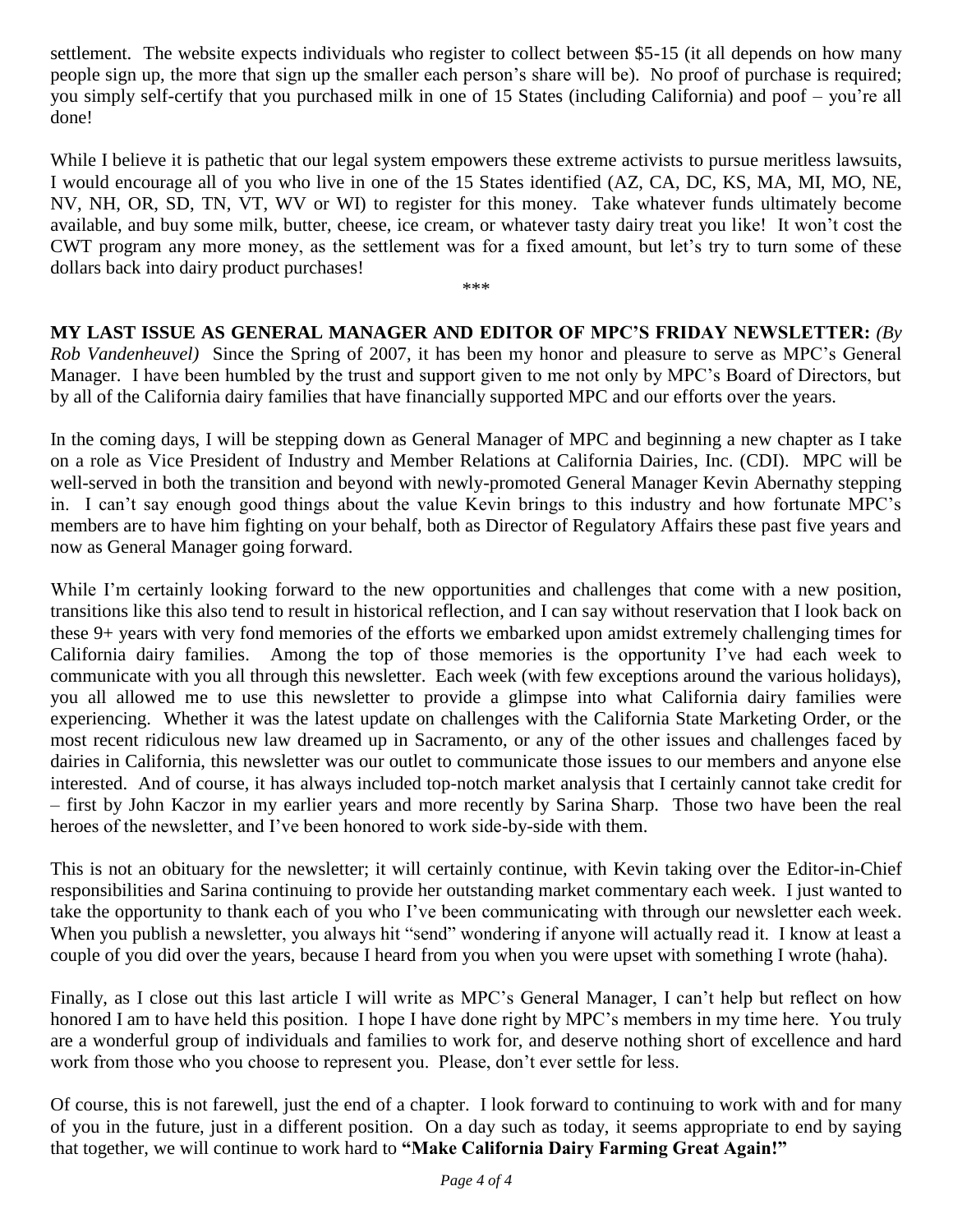settlement. The website expects individuals who register to collect between $5-15 (it all depends on how many people sign up, the more that sign up the smaller each person's share will be). No proof of purchase is required; you simply self-certify that you purchased milk in one of 15 States (including California) and poof – you're all done!

While I believe it is pathetic that our legal system empowers these extreme activists to pursue meritless lawsuits, I would encourage all of you who live in one of the 15 States identified (AZ, CA, DC, KS, MA, MI, MO, NE, NV, NH, OR, SD, TN, VT, WV or WI) to register for this money. Take whatever funds ultimately become available, and buy some milk, butter, cheese, ice cream, or whatever tasty dairy treat you like! It won't cost the CWT program any more money, as the settlement was for a fixed amount, but let's try to turn some of these dollars back into dairy product purchases!

\*\*\*

**MY LAST ISSUE AS GENERAL MANAGER AND EDITOR OF MPC'S FRIDAY NEWSLETTER:** *(By Rob Vandenheuvel)* Since the Spring of 2007, it has been my honor and pleasure to serve as MPC's General Manager. I have been humbled by the trust and support given to me not only by MPC's Board of Directors, but by all of the California dairy families that have financially supported MPC and our efforts over the years.

In the coming days, I will be stepping down as General Manager of MPC and beginning a new chapter as I take on a role as Vice President of Industry and Member Relations at California Dairies, Inc. (CDI). MPC will be well-served in both the transition and beyond with newly-promoted General Manager Kevin Abernathy stepping in. I can't say enough good things about the value Kevin brings to this industry and how fortunate MPC's members are to have him fighting on your behalf, both as Director of Regulatory Affairs these past five years and now as General Manager going forward.

While I'm certainly looking forward to the new opportunities and challenges that come with a new position, transitions like this also tend to result in historical reflection, and I can say without reservation that I look back on these 9+ years with very fond memories of the efforts we embarked upon amidst extremely challenging times for California dairy families. Among the top of those memories is the opportunity I've had each week to communicate with you all through this newsletter. Each week (with few exceptions around the various holidays), you all allowed me to use this newsletter to provide a glimpse into what California dairy families were experiencing. Whether it was the latest update on challenges with the California State Marketing Order, or the most recent ridiculous new law dreamed up in Sacramento, or any of the other issues and challenges faced by dairies in California, this newsletter was our outlet to communicate those issues to our members and anyone else interested. And of course, it has always included top-notch market analysis that I certainly cannot take credit for – first by John Kaczor in my earlier years and more recently by Sarina Sharp. Those two have been the real heroes of the newsletter, and I've been honored to work side-by-side with them.

This is not an obituary for the newsletter; it will certainly continue, with Kevin taking over the Editor-in-Chief responsibilities and Sarina continuing to provide her outstanding market commentary each week. I just wanted to take the opportunity to thank each of you who I've been communicating with through our newsletter each week. When you publish a newsletter, you always hit "send" wondering if anyone will actually read it. I know at least a couple of you did over the years, because I heard from you when you were upset with something I wrote (haha).

Finally, as I close out this last article I will write as MPC's General Manager, I can't help but reflect on how honored I am to have held this position. I hope I have done right by MPC's members in my time here. You truly are a wonderful group of individuals and families to work for, and deserve nothing short of excellence and hard work from those who you choose to represent you. Please, don't ever settle for less.

Of course, this is not farewell, just the end of a chapter. I look forward to continuing to work with and for many of you in the future, just in a different position. On a day such as today, it seems appropriate to end by saying that together, we will continue to work hard to **"Make California Dairy Farming Great Again!"**